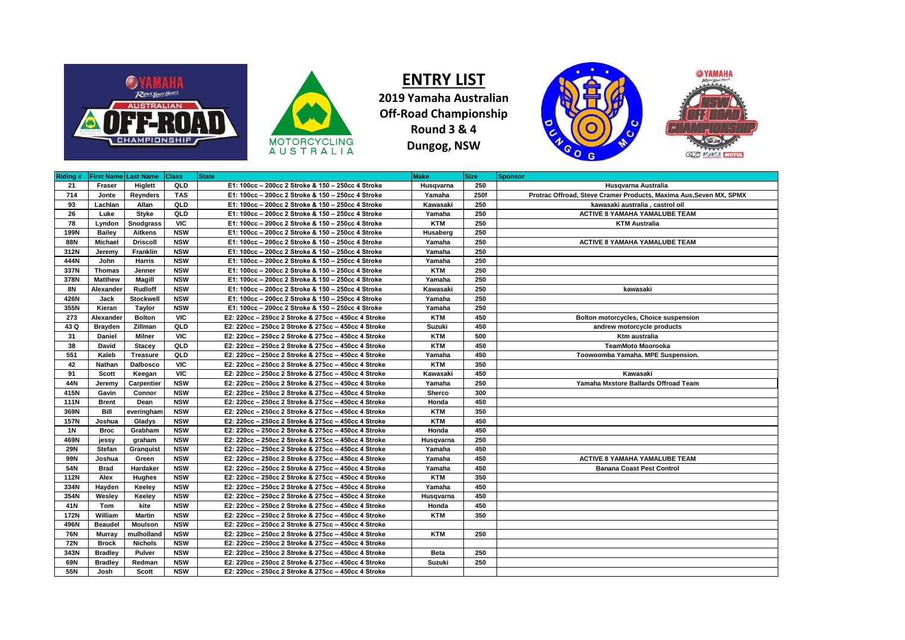# ENTRY LIST

**2019 Yamaha Australian Off-Road Championship**
**Round 3 & 4**
**Dungog, NSW**

| Riding # | First Name | Last Name | Class | State | Make | Size | Sponsor |
|---|---|---|---|---|---|---|---|
| 21 | Fraser | Higlett | QLD | E1: 100cc – 200cc 2 Stroke & 150 – 250cc 4 Stroke | Husqvarna | 250 | Husqvarna Australia |
| 714 | Jonte | Reynders | TAS | E1: 100cc – 200cc 2 Stroke & 150 – 250cc 4 Stroke | Yamaha | 250f | Protrac Offroad, Steve Cramer Products, Maxima Aus,Seven MX, SPMX |
| 93 | Lachlan | Allan | QLD | E1: 100cc – 200cc 2 Stroke & 150 – 250cc 4 Stroke | Kawasaki | 250 | kawasaki australia , castrol oil |
| 26 | Luke | Styke | QLD | E1: 100cc – 200cc 2 Stroke & 150 – 250cc 4 Stroke | Yamaha | 250 | ACTIVE 8 YAMAHA YAMALUBE TEAM |
| 78 | Lyndon | Snodgrass | VIC | E1: 100cc – 200cc 2 Stroke & 150 – 250cc 4 Stroke | KTM | 250 | KTM Australia |
| 199N | Bailey | Aitkens | NSW | E1: 100cc – 200cc 2 Stroke & 150 – 250cc 4 Stroke | Husaberg | 250 | |
| 88N | Michael | Driscoll | NSW | E1: 100cc – 200cc 2 Stroke & 150 – 250cc 4 Stroke | Yamaha | 250 | ACTIVE 8 YAMAHA YAMALUBE TEAM |
| 312N | Jeremy | Franklin | NSW | E1: 100cc – 200cc 2 Stroke & 150 – 250cc 4 Stroke | Yamaha | 250 | |
| 444N | John | Harris | NSW | E1: 100cc – 200cc 2 Stroke & 150 – 250cc 4 Stroke | Yamaha | 250 | |
| 337N | Thomas | Jenner | NSW | E1: 100cc – 200cc 2 Stroke & 150 – 250cc 4 Stroke | KTM | 250 | |
| 378N | Matthew | Magill | NSW | E1: 100cc – 200cc 2 Stroke & 150 – 250cc 4 Stroke | Yamaha | 250 | |
| 8N | Alexander | Rudloff | NSW | E1: 100cc – 200cc 2 Stroke & 150 – 250cc 4 Stroke | Kawasaki | 250 | kawasaki |
| 426N | Jack | Stockwell | NSW | E1: 100cc – 200cc 2 Stroke & 150 – 250cc 4 Stroke | Yamaha | 250 | |
| 355N | Kieran | Taylor | NSW | E1: 100cc – 200cc 2 Stroke & 150 – 250cc 4 Stroke | Yamaha | 250 | |
| 273 | Alexander | Bolton | VIC | E2: 220cc – 250cc 2 Stroke & 275cc – 450cc 4 Stroke | KTM | 450 | Bolton motorcycles, Choice suspension |
| 43 Q | Brayden | Zillman | QLD | E2: 220cc – 250cc 2 Stroke & 275cc – 450cc 4 Stroke | Suzuki | 450 | andrew motorcycle products |
| 31 | Daniel | Milner | VIC | E2: 220cc – 250cc 2 Stroke & 275cc – 450cc 4 Stroke | KTM | 500 | Ktm australia |
| 38 | David | Stacey | QLD | E2: 220cc – 250cc 2 Stroke & 275cc – 450cc 4 Stroke | KTM | 450 | TeamMoto Moorooka |
| 551 | Kaleb | Treasure | QLD | E2: 220cc – 250cc 2 Stroke & 275cc – 450cc 4 Stroke | Yamaha | 450 | Toowoomba Yamaha. MPE Suspension. |
| 42 | Nathan | Dalbosco | VIC | E2: 220cc – 250cc 2 Stroke & 275cc – 450cc 4 Stroke | KTM | 350 | |
| 91 | Scott | Keegan | VIC | E2: 220cc – 250cc 2 Stroke & 275cc – 450cc 4 Stroke | Kawasaki | 450 | Kawasaki |
| 44N | Jeremy | Carpentier | NSW | E2: 220cc – 250cc 2 Stroke & 275cc – 450cc 4 Stroke | Yamaha | 250 | Yamaha Mxstore Ballards Offroad Team |
| 415N | Gavin | Connor | NSW | E2: 220cc – 250cc 2 Stroke & 275cc – 450cc 4 Stroke | Sherco | 300 | |
| 111N | Brent | Dean | NSW | E2: 220cc – 250cc 2 Stroke & 275cc – 450cc 4 Stroke | Honda | 450 | |
| 369N | Bill | everingham | NSW | E2: 220cc – 250cc 2 Stroke & 275cc – 450cc 4 Stroke | KTM | 350 | |
| 157N | Joshua | Gladys | NSW | E2: 220cc – 250cc 2 Stroke & 275cc – 450cc 4 Stroke | KTM | 450 | |
| 1N | Broc | Grabham | NSW | E2: 220cc – 250cc 2 Stroke & 275cc – 450cc 4 Stroke | Honda | 450 | |
| 469N | jessy | graham | NSW | E2: 220cc – 250cc 2 Stroke & 275cc – 450cc 4 Stroke | Husqvarna | 250 | |
| 29N | Stefan | Granquist | NSW | E2: 220cc – 250cc 2 Stroke & 275cc – 450cc 4 Stroke | Yamaha | 450 | |
| 99N | Joshua | Green | NSW | E2: 220cc – 250cc 2 Stroke & 275cc – 450cc 4 Stroke | Yamaha | 450 | ACTIVE 8 YAMAHA YAMALUBE TEAM |
| 54N | Brad | Hardaker | NSW | E2: 220cc – 250cc 2 Stroke & 275cc – 450cc 4 Stroke | Yamaha | 450 | Banana Coast Pest Control |
| 112N | Alex | Hughes | NSW | E2: 220cc – 250cc 2 Stroke & 275cc – 450cc 4 Stroke | KTM | 350 | |
| 334N | Hayden | Keeley | NSW | E2: 220cc – 250cc 2 Stroke & 275cc – 450cc 4 Stroke | Yamaha | 450 | |
| 354N | Wesley | Keeley | NSW | E2: 220cc – 250cc 2 Stroke & 275cc – 450cc 4 Stroke | Husqvarna | 450 | |
| 41N | Tom | kite | NSW | E2: 220cc – 250cc 2 Stroke & 275cc – 450cc 4 Stroke | Honda | 450 | |
| 172N | William | Martin | NSW | E2: 220cc – 250cc 2 Stroke & 275cc – 450cc 4 Stroke | KTM | 350 | |
| 496N | Beaudel | Moulson | NSW | E2: 220cc – 250cc 2 Stroke & 275cc – 450cc 4 Stroke | | | |
| 76N | Murray | mulholland | NSW | E2: 220cc – 250cc 2 Stroke & 275cc – 450cc 4 Stroke | KTM | 250 | |
| 72N | Brock | Nichols | NSW | E2: 220cc – 250cc 2 Stroke & 275cc – 450cc 4 Stroke | | | |
| 343N | Bradley | Pulver | NSW | E2: 220cc – 250cc 2 Stroke & 275cc – 450cc 4 Stroke | Beta | 250 | |
| 69N | Bradley | Redman | NSW | E2: 220cc – 250cc 2 Stroke & 275cc – 450cc 4 Stroke | Suzuki | 250 | |
| 55N | Josh | Scott | NSW | E2: 220cc – 250cc 2 Stroke & 275cc – 450cc 4 Stroke | | | |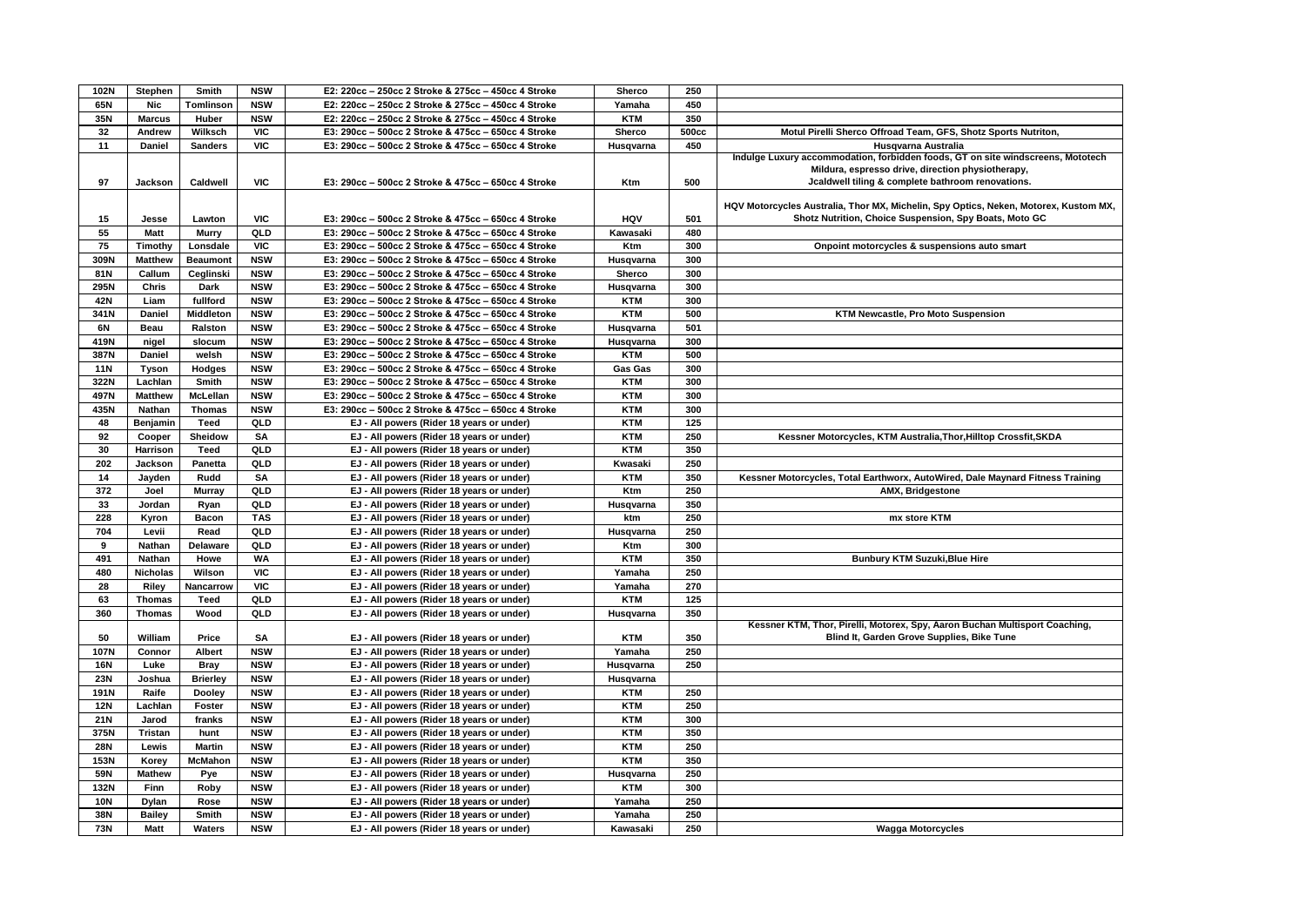| | | | | | | | |
|---|---|---|---|---|---|---|---|
| 102N | Stephen | Smith | NSW | E2: 220cc – 250cc 2 Stroke & 275cc – 450cc 4 Stroke | Sherco | 250 | |
| 65N | Nic | Tomlinson | NSW | E2: 220cc – 250cc 2 Stroke & 275cc – 450cc 4 Stroke | Yamaha | 450 | |
| 35N | Marcus | Huber | NSW | E2: 220cc – 250cc 2 Stroke & 275cc – 450cc 4 Stroke | KTM | 350 | |
| 32 | Andrew | Wilksch | VIC | E3: 290cc – 500cc 2 Stroke & 475cc – 650cc 4 Stroke | Sherco | 500cc | Motul Pirelli Sherco Offroad Team, GFS, Shotz Sports Nutriton, |
| 11 | Daniel | Sanders | VIC | E3: 290cc – 500cc 2 Stroke & 475cc – 650cc 4 Stroke | Husqvarna | 450 | Husqvarna Australia |
| 97 | Jackson | Caldwell | VIC | E3: 290cc – 500cc 2 Stroke & 475cc – 650cc 4 Stroke | Ktm | 500 | Indulge Luxury accommodation, forbidden foods, GT on site windscreens, Mototech Mildura, espresso drive, direction physiotherapy, Jcaldwell tiling & complete bathroom renovations. |
| 15 | Jesse | Lawton | VIC | E3: 290cc – 500cc 2 Stroke & 475cc – 650cc 4 Stroke | HQV | 501 | HQV Motorcycles Australia, Thor MX, Michelin, Spy Optics, Neken, Motorex, Kustom MX, Shotz Nutrition, Choice Suspension, Spy Boats, Moto GC |
| 55 | Matt | Murry | QLD | E3: 290cc – 500cc 2 Stroke & 475cc – 650cc 4 Stroke | Kawasaki | 480 | |
| 75 | Timothy | Lonsdale | VIC | E3: 290cc – 500cc 2 Stroke & 475cc – 650cc 4 Stroke | Ktm | 300 | Onpoint motorcycles & suspensions auto smart |
| 309N | Matthew | Beaumont | NSW | E3: 290cc – 500cc 2 Stroke & 475cc – 650cc 4 Stroke | Husqvarna | 300 | |
| 81N | Callum | Ceglinski | NSW | E3: 290cc – 500cc 2 Stroke & 475cc – 650cc 4 Stroke | Sherco | 300 | |
| 295N | Chris | Dark | NSW | E3: 290cc – 500cc 2 Stroke & 475cc – 650cc 4 Stroke | Husqvarna | 300 | |
| 42N | Liam | fullford | NSW | E3: 290cc – 500cc 2 Stroke & 475cc – 650cc 4 Stroke | KTM | 300 | |
| 341N | Daniel | Middleton | NSW | E3: 290cc – 500cc 2 Stroke & 475cc – 650cc 4 Stroke | KTM | 500 | KTM Newcastle, Pro Moto Suspension |
| 6N | Beau | Ralston | NSW | E3: 290cc – 500cc 2 Stroke & 475cc – 650cc 4 Stroke | Husqvarna | 501 | |
| 419N | nigel | slocum | NSW | E3: 290cc – 500cc 2 Stroke & 475cc – 650cc 4 Stroke | Husqvarna | 300 | |
| 387N | Daniel | welsh | NSW | E3: 290cc – 500cc 2 Stroke & 475cc – 650cc 4 Stroke | KTM | 500 | |
| 11N | Tyson | Hodges | NSW | E3: 290cc – 500cc 2 Stroke & 475cc – 650cc 4 Stroke | Gas Gas | 300 | |
| 322N | Lachlan | Smith | NSW | E3: 290cc – 500cc 2 Stroke & 475cc – 650cc 4 Stroke | KTM | 300 | |
| 497N | Matthew | McLellan | NSW | E3: 290cc – 500cc 2 Stroke & 475cc – 650cc 4 Stroke | KTM | 300 | |
| 435N | Nathan | Thomas | NSW | E3: 290cc – 500cc 2 Stroke & 475cc – 650cc 4 Stroke | KTM | 300 | |
| 48 | Benjamin | Teed | QLD | EJ - All powers (Rider 18 years or under) | KTM | 125 | |
| 92 | Cooper | Sheidow | SA | EJ - All powers (Rider 18 years or under) | KTM | 250 | Kessner Motorcycles, KTM Australia,Thor,Hilltop Crossfit,SKDA |
| 30 | Harrison | Teed | QLD | EJ - All powers (Rider 18 years or under) | KTM | 350 | |
| 202 | Jackson | Panetta | QLD | EJ - All powers (Rider 18 years or under) | Kwasaki | 250 | |
| 14 | Jayden | Rudd | SA | EJ - All powers (Rider 18 years or under) | KTM | 350 | Kessner Motorcycles, Total Earthworx, AutoWired, Dale Maynard Fitness Training |
| 372 | Joel | Murray | QLD | EJ - All powers (Rider 18 years or under) | Ktm | 250 | AMX, Bridgestone |
| 33 | Jordan | Ryan | QLD | EJ - All powers (Rider 18 years or under) | Husqvarna | 350 | |
| 228 | Kyron | Bacon | TAS | EJ - All powers (Rider 18 years or under) | ktm | 250 | mx store KTM |
| 704 | Levii | Read | QLD | EJ - All powers (Rider 18 years or under) | Husqvarna | 250 | |
| 9 | Nathan | Delaware | QLD | EJ - All powers (Rider 18 years or under) | Ktm | 300 | |
| 491 | Nathan | Howe | WA | EJ - All powers (Rider 18 years or under) | KTM | 350 | Bunbury KTM Suzuki,Blue Hire |
| 480 | Nicholas | Wilson | VIC | EJ - All powers (Rider 18 years or under) | Yamaha | 250 | |
| 28 | Riley | Nancarrow | VIC | EJ - All powers (Rider 18 years or under) | Yamaha | 270 | |
| 63 | Thomas | Teed | QLD | EJ - All powers (Rider 18 years or under) | KTM | 125 | |
| 360 | Thomas | Wood | QLD | EJ - All powers (Rider 18 years or under) | Husqvarna | 350 | |
| 50 | William | Price | SA | EJ - All powers (Rider 18 years or under) | KTM | 350 | Kessner KTM, Thor, Pirelli, Motorex, Spy, Aaron Buchan Multisport Coaching, Blind It, Garden Grove Supplies, Bike Tune |
| 107N | Connor | Albert | NSW | EJ - All powers (Rider 18 years or under) | Yamaha | 250 | |
| 16N | Luke | Bray | NSW | EJ - All powers (Rider 18 years or under) | Husqvarna | 250 | |
| 23N | Joshua | Brierley | NSW | EJ - All powers (Rider 18 years or under) | Husqvarna | | |
| 191N | Raife | Dooley | NSW | EJ - All powers (Rider 18 years or under) | KTM | 250 | |
| 12N | Lachlan | Foster | NSW | EJ - All powers (Rider 18 years or under) | KTM | 250 | |
| 21N | Jarod | franks | NSW | EJ - All powers (Rider 18 years or under) | KTM | 300 | |
| 375N | Tristan | hunt | NSW | EJ - All powers (Rider 18 years or under) | KTM | 350 | |
| 28N | Lewis | Martin | NSW | EJ - All powers (Rider 18 years or under) | KTM | 250 | |
| 153N | Korey | McMahon | NSW | EJ - All powers (Rider 18 years or under) | KTM | 350 | |
| 59N | Mathew | Pye | NSW | EJ - All powers (Rider 18 years or under) | Husqvarna | 250 | |
| 132N | Finn | Roby | NSW | EJ - All powers (Rider 18 years or under) | KTM | 300 | |
| 10N | Dylan | Rose | NSW | EJ - All powers (Rider 18 years or under) | Yamaha | 250 | |
| 38N | Bailey | Smith | NSW | EJ - All powers (Rider 18 years or under) | Yamaha | 250 | |
| 73N | Matt | Waters | NSW | EJ - All powers (Rider 18 years or under) | Kawasaki | 250 | Wagga Motorcycles |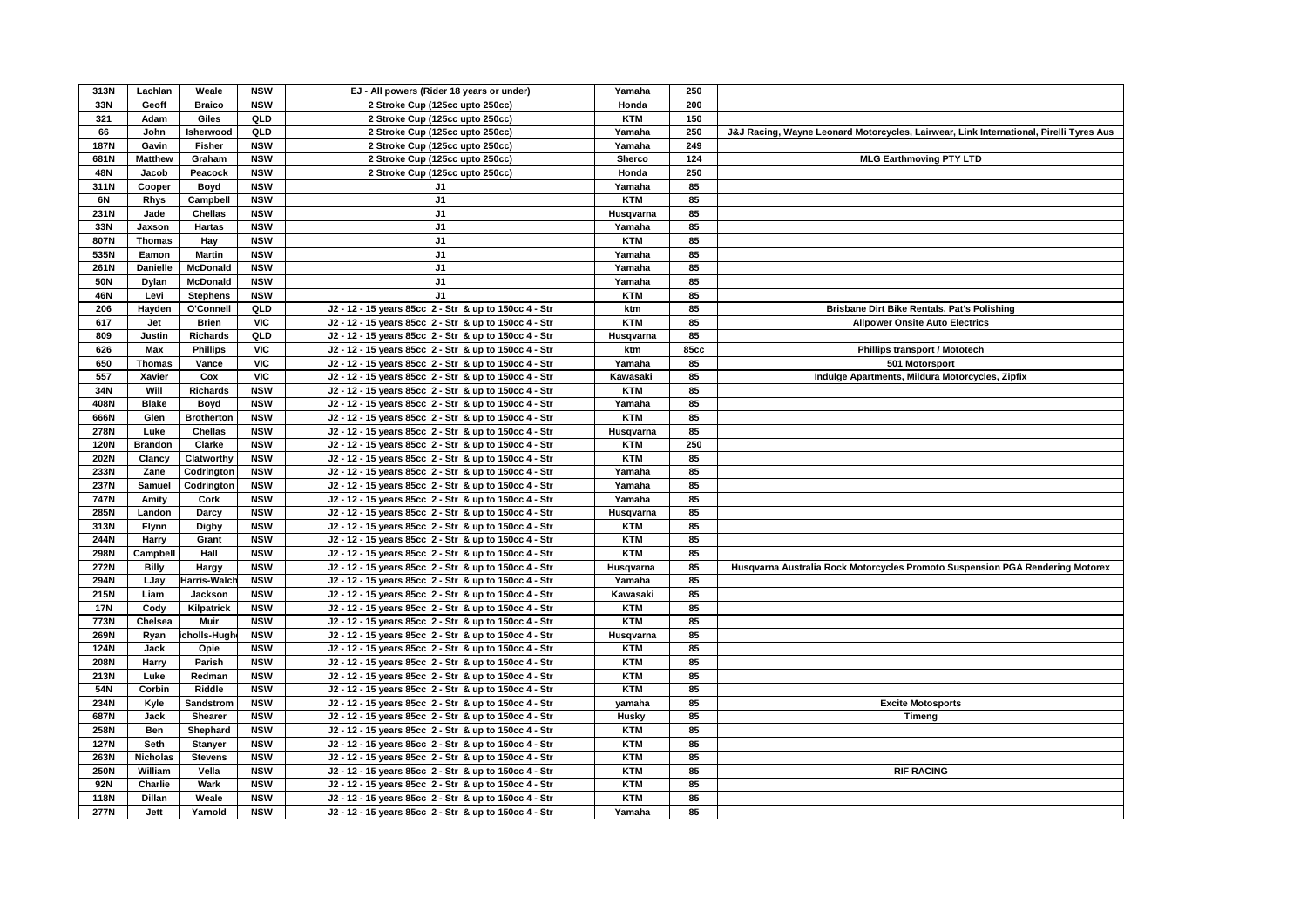| 313N | Lachlan | Weale | NSW | EJ - All powers (Rider 18 years or under) | Yamaha | 250 | |
|---|---|---|---|---|---|---|---|
| 33N | Geoff | Braico | NSW | 2 Stroke Cup (125cc upto 250cc) | Honda | 200 | |
| 321 | Adam | Giles | QLD | 2 Stroke Cup (125cc upto 250cc) | KTM | 150 | |
| 66 | John | Isherwood | QLD | 2 Stroke Cup (125cc upto 250cc) | Yamaha | 250 | J&J Racing, Wayne Leonard Motorcycles, Lairwear, Link International, Pirelli Tyres Aus |
| 187N | Gavin | Fisher | NSW | 2 Stroke Cup (125cc upto 250cc) | Yamaha | 249 | |
| 681N | Matthew | Graham | NSW | 2 Stroke Cup (125cc upto 250cc) | Sherco | 124 | MLG Earthmoving PTY LTD |
| 48N | Jacob | Peacock | NSW | 2 Stroke Cup (125cc upto 250cc) | Honda | 250 | |
| 311N | Cooper | Boyd | NSW | J1 | Yamaha | 85 | |
| 6N | Rhys | Campbell | NSW | J1 | KTM | 85 | |
| 231N | Jade | Chellas | NSW | J1 | Husqvarna | 85 | |
| 33N | Jaxson | Hartas | NSW | J1 | Yamaha | 85 | |
| 807N | Thomas | Hay | NSW | J1 | KTM | 85 | |
| 535N | Eamon | Martin | NSW | J1 | Yamaha | 85 | |
| 261N | Danielle | McDonald | NSW | J1 | Yamaha | 85 | |
| 50N | Dylan | McDonald | NSW | J1 | Yamaha | 85 | |
| 46N | Levi | Stephens | NSW | J1 | KTM | 85 | |
| 206 | Hayden | O'Connell | QLD | J2 - 12 - 15 years 85cc 2 - Str & up to 150cc 4 - Str | ktm | 85 | Brisbane Dirt Bike Rentals. Pat's Polishing |
| 617 | Jet | Brien | VIC | J2 - 12 - 15 years 85cc 2 - Str & up to 150cc 4 - Str | KTM | 85 | Allpower Onsite Auto Electrics |
| 809 | Justin | Richards | QLD | J2 - 12 - 15 years 85cc 2 - Str & up to 150cc 4 - Str | Husqvarna | 85 | |
| 626 | Max | Phillips | VIC | J2 - 12 - 15 years 85cc 2 - Str & up to 150cc 4 - Str | ktm | 85cc | Phillips transport / Mototech |
| 650 | Thomas | Vance | VIC | J2 - 12 - 15 years 85cc 2 - Str & up to 150cc 4 - Str | Yamaha | 85 | 501 Motorsport |
| 557 | Xavier | Cox | VIC | J2 - 12 - 15 years 85cc 2 - Str & up to 150cc 4 - Str | Kawasaki | 85 | Indulge Apartments, Mildura Motorcycles, Zipfix |
| 34N | Will | Richards | NSW | J2 - 12 - 15 years 85cc 2 - Str & up to 150cc 4 - Str | KTM | 85 | |
| 408N | Blake | Boyd | NSW | J2 - 12 - 15 years 85cc 2 - Str & up to 150cc 4 - Str | Yamaha | 85 | |
| 666N | Glen | Brotherton | NSW | J2 - 12 - 15 years 85cc 2 - Str & up to 150cc 4 - Str | KTM | 85 | |
| 278N | Luke | Chellas | NSW | J2 - 12 - 15 years 85cc 2 - Str & up to 150cc 4 - Str | Husqvarna | 85 | |
| 120N | Brandon | Clarke | NSW | J2 - 12 - 15 years 85cc 2 - Str & up to 150cc 4 - Str | KTM | 250 | |
| 202N | Clancy | Clatworthy | NSW | J2 - 12 - 15 years 85cc 2 - Str & up to 150cc 4 - Str | KTM | 85 | |
| 233N | Zane | Codrington | NSW | J2 - 12 - 15 years 85cc 2 - Str & up to 150cc 4 - Str | Yamaha | 85 | |
| 237N | Samuel | Codrington | NSW | J2 - 12 - 15 years 85cc 2 - Str & up to 150cc 4 - Str | Yamaha | 85 | |
| 747N | Amity | Cork | NSW | J2 - 12 - 15 years 85cc 2 - Str & up to 150cc 4 - Str | Yamaha | 85 | |
| 285N | Landon | Darcy | NSW | J2 - 12 - 15 years 85cc 2 - Str & up to 150cc 4 - Str | Husqvarna | 85 | |
| 313N | Flynn | Digby | NSW | J2 - 12 - 15 years 85cc 2 - Str & up to 150cc 4 - Str | KTM | 85 | |
| 244N | Harry | Grant | NSW | J2 - 12 - 15 years 85cc 2 - Str & up to 150cc 4 - Str | KTM | 85 | |
| 298N | Campbell | Hall | NSW | J2 - 12 - 15 years 85cc 2 - Str & up to 150cc 4 - Str | KTM | 85 | |
| 272N | Billy | Hargy | NSW | J2 - 12 - 15 years 85cc 2 - Str & up to 150cc 4 - Str | Husqvarna | 85 | Husqvarna Australia Rock Motorcycles Promoto Suspension PGA Rendering Motorex |
| 294N | LJay | Harris-Walch | NSW | J2 - 12 - 15 years 85cc 2 - Str & up to 150cc 4 - Str | Yamaha | 85 | |
| 215N | Liam | Jackson | NSW | J2 - 12 - 15 years 85cc 2 - Str & up to 150cc 4 - Str | Kawasaki | 85 | |
| 17N | Cody | Kilpatrick | NSW | J2 - 12 - 15 years 85cc 2 - Str & up to 150cc 4 - Str | KTM | 85 | |
| 773N | Chelsea | Muir | NSW | J2 - 12 - 15 years 85cc 2 - Str & up to 150cc 4 - Str | KTM | 85 | |
| 269N | Ryan | icholls-Hugh | NSW | J2 - 12 - 15 years 85cc 2 - Str & up to 150cc 4 - Str | Husqvarna | 85 | |
| 124N | Jack | Opie | NSW | J2 - 12 - 15 years 85cc 2 - Str & up to 150cc 4 - Str | KTM | 85 | |
| 208N | Harry | Parish | NSW | J2 - 12 - 15 years 85cc 2 - Str & up to 150cc 4 - Str | KTM | 85 | |
| 213N | Luke | Redman | NSW | J2 - 12 - 15 years 85cc 2 - Str & up to 150cc 4 - Str | KTM | 85 | |
| 54N | Corbin | Riddle | NSW | J2 - 12 - 15 years 85cc 2 - Str & up to 150cc 4 - Str | KTM | 85 | |
| 234N | Kyle | Sandstrom | NSW | J2 - 12 - 15 years 85cc 2 - Str & up to 150cc 4 - Str | yamaha | 85 | Excite Motosports |
| 687N | Jack | Shearer | NSW | J2 - 12 - 15 years 85cc 2 - Str & up to 150cc 4 - Str | Husky | 85 | Timeng |
| 258N | Ben | Shephard | NSW | J2 - 12 - 15 years 85cc 2 - Str & up to 150cc 4 - Str | KTM | 85 | |
| 127N | Seth | Stanyer | NSW | J2 - 12 - 15 years 85cc 2 - Str & up to 150cc 4 - Str | KTM | 85 | |
| 263N | Nicholas | Stevens | NSW | J2 - 12 - 15 years 85cc 2 - Str & up to 150cc 4 - Str | KTM | 85 | |
| 250N | William | Vella | NSW | J2 - 12 - 15 years 85cc 2 - Str & up to 150cc 4 - Str | KTM | 85 | RIF RACING |
| 92N | Charlie | Wark | NSW | J2 - 12 - 15 years 85cc 2 - Str & up to 150cc 4 - Str | KTM | 85 | |
| 118N | Dillan | Weale | NSW | J2 - 12 - 15 years 85cc 2 - Str & up to 150cc 4 - Str | KTM | 85 | |
| 277N | Jett | Yarnold | NSW | J2 - 12 - 15 years 85cc 2 - Str & up to 150cc 4 - Str | Yamaha | 85 | |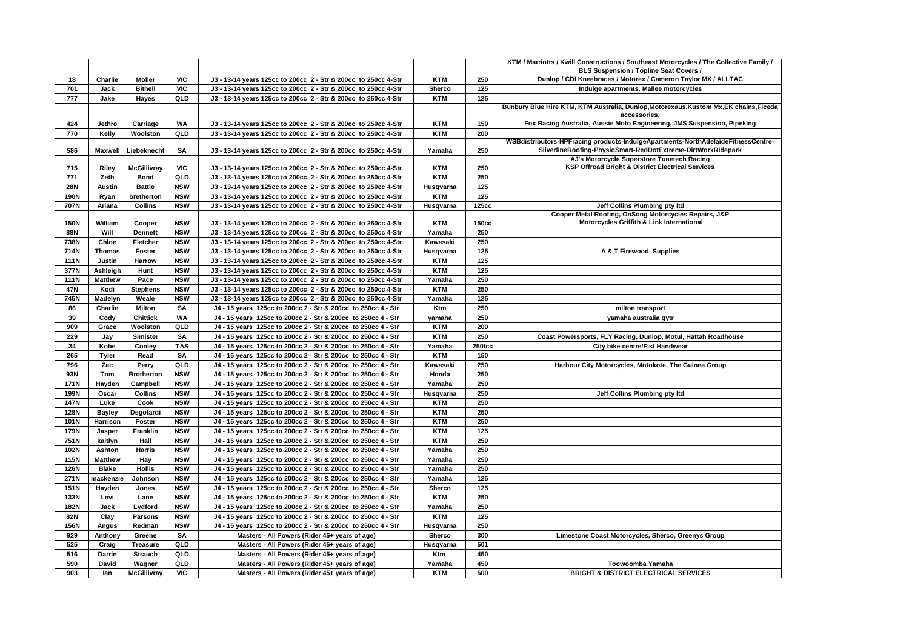| | | | | | | | |
|---|---|---|---|---|---|---|---|
| 18 | Charlie | Moller | VIC | J3 - 13-14 years 125cc to 200cc 2 - Str & 200cc to 250cc 4-Str | KTM | 250 | KTM / Marriotts / Kwill Constructions / Southeast Motorcycles / The Collective Family / BLS Suspension / Topline Seat Covers / Dunlop / CDI Kneebraces / Motorex / Cameron Taylor MX / ALLTAC |
| 701 | Jack | Bithell | VIC | J3 - 13-14 years 125cc to 200cc 2 - Str & 200cc to 250cc 4-Str | Sherco | 125 | Indulge apartments. Mallee motorcycles |
| 777 | Jake | Hayes | QLD | J3 - 13-14 years 125cc to 200cc 2 - Str & 200cc to 250cc 4-Str | KTM | 125 | |
| 424 | Jethro | Carriage | WA | J3 - 13-14 years 125cc to 200cc 2 - Str & 200cc to 250cc 4-Str | KTM | 150 | Bunbury Blue Hire KTM, KTM Australia, Dunlop,Motorexaus,Kustom Mx,EK chains,Ficeda accessories, Fox Racing Australia, Aussie Moto Engineering, JMS Suspension, Pipeking |
| 770 | Kelly | Woolston | QLD | J3 - 13-14 years 125cc to 200cc 2 - Str & 200cc to 250cc 4-Str | KTM | 200 | |
| 586 | Maxwell | Liebeknecht | SA | J3 - 13-14 years 125cc to 200cc 2 - Str & 200cc to 250cc 4-Str | Yamaha | 250 | WSBdistributors-HPFracing products-IndulgeApartments-NorthAdelaideFitnessCentre-SilverlineRoofing-PhysioSmart-RedDotExtreme-DirtWorxRidepark |
| 715 | Riley | McGillivray | VIC | J3 - 13-14 years 125cc to 200cc 2 - Str & 200cc to 250cc 4-Str | KTM | 250 | AJ's Motorcycle Superstore Tunetech Racing KSP Offroad Bright & District Electrical Services |
| 771 | Zeth | Bond | QLD | J3 - 13-14 years 125cc to 200cc 2 - Str & 200cc to 250cc 4-Str | KTM | 250 | |
| 28N | Austin | Battle | NSW | J3 - 13-14 years 125cc to 200cc 2 - Str & 200cc to 250cc 4-Str | Husqvarna | 125 | |
| 190N | Ryan | bretherton | NSW | J3 - 13-14 years 125cc to 200cc 2 - Str & 200cc to 250cc 4-Str | KTM | 125 | |
| 707N | Ariana | Collins | NSW | J3 - 13-14 years 125cc to 200cc 2 - Str & 200cc to 250cc 4-Str | Husqvarna | 125cc | Jeff Collins Plumbing pty ltd |
| 150N | William | Cooper | NSW | J3 - 13-14 years 125cc to 200cc 2 - Str & 200cc to 250cc 4-Str | KTM | 150cc | Cooper Metal Roofing, OnSong Motorcycles Repairs, J&P Motorcycles Griffith & Link International |
| 88N | Will | Dennett | NSW | J3 - 13-14 years 125cc to 200cc 2 - Str & 200cc to 250cc 4-Str | Yamaha | 250 | |
| 738N | Chloe | Fletcher | NSW | J3 - 13-14 years 125cc to 200cc 2 - Str & 200cc to 250cc 4-Str | Kawasaki | 250 | |
| 714N | Thomas | Foster | NSW | J3 - 13-14 years 125cc to 200cc 2 - Str & 200cc to 250cc 4-Str | Husqvarna | 125 | A & T Firewood Supplies |
| 111N | Justin | Harrow | NSW | J3 - 13-14 years 125cc to 200cc 2 - Str & 200cc to 250cc 4-Str | KTM | 125 | |
| 377N | Ashleigh | Hunt | NSW | J3 - 13-14 years 125cc to 200cc 2 - Str & 200cc to 250cc 4-Str | KTM | 125 | |
| 111N | Matthew | Pace | NSW | J3 - 13-14 years 125cc to 200cc 2 - Str & 200cc to 250cc 4-Str | Yamaha | 250 | |
| 47N | Kodi | Stephens | NSW | J3 - 13-14 years 125cc to 200cc 2 - Str & 200cc to 250cc 4-Str | KTM | 250 | |
| 745N | Madelyn | Weale | NSW | J3 - 13-14 years 125cc to 200cc 2 - Str & 200cc to 250cc 4-Str | Yamaha | 125 | |
| 86 | Charlie | Milton | SA | J4 - 15 years 125cc to 200cc 2 - Str & 200cc to 250cc 4 - Str | Ktm | 250 | milton transport |
| 39 | Cody | Chittick | WA | J4 - 15 years 125cc to 200cc 2 - Str & 200cc to 250cc 4 - Str | yamaha | 250 | yamaha australia gytr |
| 909 | Grace | Woolston | QLD | J4 - 15 years 125cc to 200cc 2 - Str & 200cc to 250cc 4 - Str | KTM | 200 | |
| 229 | Jay | Simister | SA | J4 - 15 years 125cc to 200cc 2 - Str & 200cc to 250cc 4 - Str | KTM | 250 | Coast Powersports, FLY Racing, Dunlop, Motul, Hattah Roadhouse |
| 34 | Kobe | Conley | TAS | J4 - 15 years 125cc to 200cc 2 - Str & 200cc to 250cc 4 - Str | Yamaha | 250fcc | City bike centre/Fist Handwear |
| 265 | Tyler | Read | SA | J4 - 15 years 125cc to 200cc 2 - Str & 200cc to 250cc 4 - Str | KTM | 150 | |
| 796 | Zac | Perry | QLD | J4 - 15 years 125cc to 200cc 2 - Str & 200cc to 250cc 4 - Str | Kawasaki | 250 | Harbour City Motorcycles, Motokote, The Guinea Group |
| 93N | Tom | Brotherton | NSW | J4 - 15 years 125cc to 200cc 2 - Str & 200cc to 250cc 4 - Str | Honda | 250 | |
| 171N | Hayden | Campbell | NSW | J4 - 15 years 125cc to 200cc 2 - Str & 200cc to 250cc 4 - Str | Yamaha | 250 | |
| 199N | Oscar | Collins | NSW | J4 - 15 years 125cc to 200cc 2 - Str & 200cc to 250cc 4 - Str | Husqvarna | 250 | Jeff Collins Plumbing pty ltd |
| 147N | Luke | Cook | NSW | J4 - 15 years 125cc to 200cc 2 - Str & 200cc to 250cc 4 - Str | KTM | 250 | |
| 128N | Bayley | Degotardi | NSW | J4 - 15 years 125cc to 200cc 2 - Str & 200cc to 250cc 4 - Str | KTM | 250 | |
| 101N | Harrison | Foster | NSW | J4 - 15 years 125cc to 200cc 2 - Str & 200cc to 250cc 4 - Str | KTM | 250 | |
| 179N | Jasper | Franklin | NSW | J4 - 15 years 125cc to 200cc 2 - Str & 200cc to 250cc 4 - Str | KTM | 125 | |
| 751N | kaitlyn | Hall | NSW | J4 - 15 years 125cc to 200cc 2 - Str & 200cc to 250cc 4 - Str | KTM | 250 | |
| 102N | Ashton | Harris | NSW | J4 - 15 years 125cc to 200cc 2 - Str & 200cc to 250cc 4 - Str | Yamaha | 250 | |
| 115N | Matthew | Hay | NSW | J4 - 15 years 125cc to 200cc 2 - Str & 200cc to 250cc 4 - Str | Yamaha | 250 | |
| 126N | Blake | Hollis | NSW | J4 - 15 years 125cc to 200cc 2 - Str & 200cc to 250cc 4 - Str | Yamaha | 250 | |
| 271N | mackenzie | Johnson | NSW | J4 - 15 years 125cc to 200cc 2 - Str & 200cc to 250cc 4 - Str | Yamaha | 125 | |
| 151N | Hayden | Jones | NSW | J4 - 15 years 125cc to 200cc 2 - Str & 200cc to 250cc 4 - Str | Sherco | 125 | |
| 133N | Levi | Lane | NSW | J4 - 15 years 125cc to 200cc 2 - Str & 200cc to 250cc 4 - Str | KTM | 250 | |
| 182N | Jack | Lydford | NSW | J4 - 15 years 125cc to 200cc 2 - Str & 200cc to 250cc 4 - Str | Yamaha | 250 | |
| 82N | Clay | Parsons | NSW | J4 - 15 years 125cc to 200cc 2 - Str & 200cc to 250cc 4 - Str | KTM | 125 | |
| 156N | Angus | Redman | NSW | J4 - 15 years 125cc to 200cc 2 - Str & 200cc to 250cc 4 - Str | Husqvarna | 250 | |
| 929 | Anthony | Greene | SA | Masters - All Powers (Rider 45+ years of age) | Sherco | 300 | Limestone Coast Motorcycles, Sherco, Greenys Group |
| 525 | Craig | Treasure | QLD | Masters - All Powers (Rider 45+ years of age) | Husqvarna | 501 | |
| 516 | Darrin | Strauch | QLD | Masters - All Powers (Rider 45+ years of age) | Ktm | 450 | |
| 590 | David | Wagner | QLD | Masters - All Powers (Rider 45+ years of age) | Yamaha | 450 | Toowoomba Yamaha |
| 903 | Ian | McGillivray | VIC | Masters - All Powers (Rider 45+ years of age) | KTM | 500 | BRIGHT & DISTRICT ELECTRICAL SERVICES |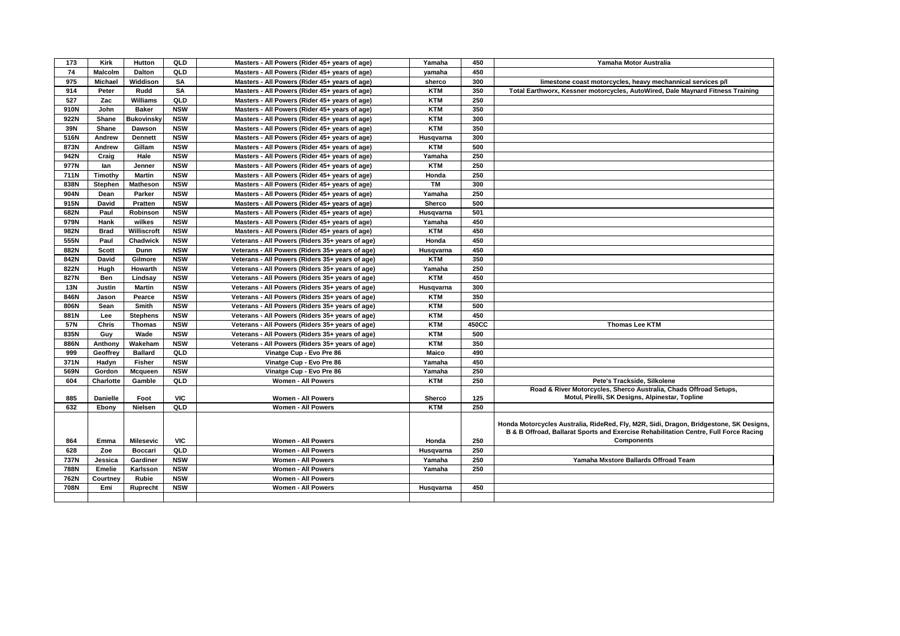| | | | | | | | |
|---|---|---|---|---|---|---|---|
| 173 | Kirk | Hutton | QLD | Masters - All Powers (Rider 45+ years of age) | Yamaha | 450 | Yamaha Motor Australia |
| 74 | Malcolm | Dalton | QLD | Masters - All Powers (Rider 45+ years of age) | yamaha | 450 | |
| 975 | Michael | Widdison | SA | Masters - All Powers (Rider 45+ years of age) | sherco | 300 | limestone coast motorcycles, heavy mechannical services p/l |
| 914 | Peter | Rudd | SA | Masters - All Powers (Rider 45+ years of age) | KTM | 350 | Total Earthworx, Kessner motorcycles, AutoWired, Dale Maynard Fitness Training |
| 527 | Zac | Williams | QLD | Masters - All Powers (Rider 45+ years of age) | KTM | 250 | |
| 910N | John | Baker | NSW | Masters - All Powers (Rider 45+ years of age) | KTM | 350 | |
| 922N | Shane | Bukovinsky | NSW | Masters - All Powers (Rider 45+ years of age) | KTM | 300 | |
| 39N | Shane | Dawson | NSW | Masters - All Powers (Rider 45+ years of age) | KTM | 350 | |
| 516N | Andrew | Dennett | NSW | Masters - All Powers (Rider 45+ years of age) | Husqvarna | 300 | |
| 873N | Andrew | Gillam | NSW | Masters - All Powers (Rider 45+ years of age) | KTM | 500 | |
| 942N | Craig | Hale | NSW | Masters - All Powers (Rider 45+ years of age) | Yamaha | 250 | |
| 977N | Ian | Jenner | NSW | Masters - All Powers (Rider 45+ years of age) | KTM | 250 | |
| 711N | Timothy | Martin | NSW | Masters - All Powers (Rider 45+ years of age) | Honda | 250 | |
| 838N | Stephen | Matheson | NSW | Masters - All Powers (Rider 45+ years of age) | TM | 300 | |
| 904N | Dean | Parker | NSW | Masters - All Powers (Rider 45+ years of age) | Yamaha | 250 | |
| 915N | David | Pratten | NSW | Masters - All Powers (Rider 45+ years of age) | Sherco | 500 | |
| 682N | Paul | Robinson | NSW | Masters - All Powers (Rider 45+ years of age) | Husqvarna | 501 | |
| 979N | Hank | wilkes | NSW | Masters - All Powers (Rider 45+ years of age) | Yamaha | 450 | |
| 982N | Brad | Williscroft | NSW | Masters - All Powers (Rider 45+ years of age) | KTM | 450 | |
| 555N | Paul | Chadwick | NSW | Veterans - All Powers (Riders 35+ years of age) | Honda | 450 | |
| 882N | Scott | Dunn | NSW | Veterans - All Powers (Riders 35+ years of age) | Husqvarna | 450 | |
| 842N | David | Gilmore | NSW | Veterans - All Powers (Riders 35+ years of age) | KTM | 350 | |
| 822N | Hugh | Howarth | NSW | Veterans - All Powers (Riders 35+ years of age) | Yamaha | 250 | |
| 827N | Ben | Lindsay | NSW | Veterans - All Powers (Riders 35+ years of age) | KTM | 450 | |
| 13N | Justin | Martin | NSW | Veterans - All Powers (Riders 35+ years of age) | Husqvarna | 300 | |
| 846N | Jason | Pearce | NSW | Veterans - All Powers (Riders 35+ years of age) | KTM | 350 | |
| 806N | Sean | Smith | NSW | Veterans - All Powers (Riders 35+ years of age) | KTM | 500 | |
| 881N | Lee | Stephens | NSW | Veterans - All Powers (Riders 35+ years of age) | KTM | 450 | |
| 57N | Chris | Thomas | NSW | Veterans - All Powers (Riders 35+ years of age) | KTM | 450CC | Thomas Lee KTM |
| 835N | Guy | Wade | NSW | Veterans - All Powers (Riders 35+ years of age) | KTM | 500 | |
| 886N | Anthony | Wakeham | NSW | Veterans - All Powers (Riders 35+ years of age) | KTM | 350 | |
| 999 | Geoffrey | Ballard | QLD | Vinatge Cup - Evo Pre 86 | Maico | 490 | |
| 371N | Hadyn | Fisher | NSW | Vinatge Cup - Evo Pre 86 | Yamaha | 450 | |
| 569N | Gordon | Mcqueen | NSW | Vinatge Cup - Evo Pre 86 | Yamaha | 250 | |
| 604 | Charlotte | Gamble | QLD | Women - All Powers | KTM | 250 | Pete's Trackside, Silkolene |
| 885 | Danielle | Foot | VIC | Women - All Powers | Sherco | 125 | Road & River Motorcycles, Sherco Australia, Chads Offroad Setups, Motul, Pirelli, SK Designs, Alpinestar, Topline |
| 632 | Ebony | Nielsen | QLD | Women - All Powers | KTM | 250 | |
| 864 | Emma | Milesevic | VIC | Women - All Powers | Honda | 250 | Honda Motorcycles Australia, RideRed, Fly, M2R, Sidi, Dragon, Bridgestone, SK Designs, B & B Offroad, Ballarat Sports and Exercise Rehabilitation Centre, Full Force Racing Components |
| 628 | Zoe | Boccari | QLD | Women - All Powers | Husqvarna | 250 | |
| 737N | Jessica | Gardiner | NSW | Women - All Powers | Yamaha | 250 | Yamaha Mxstore Ballards Offroad Team |
| 788N | Emelie | Karlsson | NSW | Women - All Powers | Yamaha | 250 | |
| 762N | Courtney | Rubie | NSW | Women - All Powers | | | |
| 708N | Emi | Ruprecht | NSW | Women - All Powers | Husqvarna | 450 | |